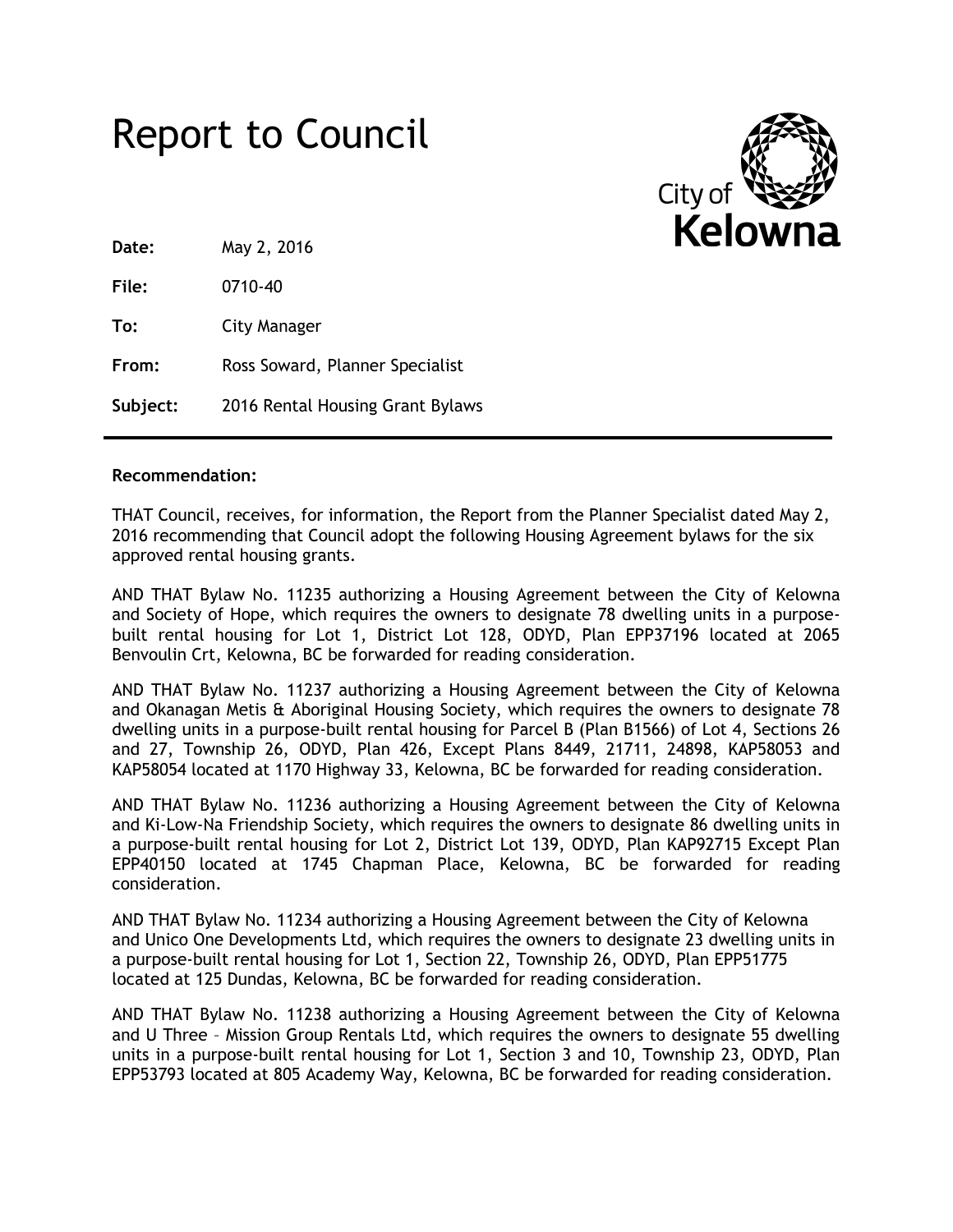# Report to Council

City of Kelowna

**Date:** May 2, 2016

**File:** 0710-40

**To:** City Manager

**From:** Ross Soward, Planner Specialist

**Subject:** 2016 Rental Housing Grant Bylaws

---

**Recommendation:**

THAT Council, receives, for information, the Report from the Planner Specialist dated May 2, 2016 recommending that Council adopt the following Housing Agreement bylaws for the six approved rental housing grants.

AND THAT Bylaw No. 11235 authorizing a Housing Agreement between the City of Kelowna and Society of Hope, which requires the owners to designate 78 dwelling units in a purpose-built rental housing for Lot 1, District Lot 128, ODYD, Plan EPP37196 located at 2065 Benvoulin Crt, Kelowna, BC be forwarded for reading consideration.

AND THAT Bylaw No. 11237 authorizing a Housing Agreement between the City of Kelowna and Okanagan Metis & Aboriginal Housing Society, which requires the owners to designate 78 dwelling units in a purpose-built rental housing for Parcel B (Plan B1566) of Lot 4, Sections 26 and 27, Township 26, ODYD, Plan 426, Except Plans 8449, 21711, 24898, KAP58053 and KAP58054 located at 1170 Highway 33, Kelowna, BC be forwarded for reading consideration.

AND THAT Bylaw No. 11236 authorizing a Housing Agreement between the City of Kelowna and Ki-Low-Na Friendship Society, which requires the owners to designate 86 dwelling units in a purpose-built rental housing for Lot 2, District Lot 139, ODYD, Plan KAP92715 Except Plan EPP40150 located at 1745 Chapman Place, Kelowna, BC be forwarded for reading consideration.

AND THAT Bylaw No. 11234 authorizing a Housing Agreement between the City of Kelowna and Unico One Developments Ltd, which requires the owners to designate 23 dwelling units in a purpose-built rental housing for Lot 1, Section 22, Township 26, ODYD, Plan EPP51775 located at 125 Dundas, Kelowna, BC be forwarded for reading consideration.

AND THAT Bylaw No. 11238 authorizing a Housing Agreement between the City of Kelowna and U Three – Mission Group Rentals Ltd, which requires the owners to designate 55 dwelling units in a purpose-built rental housing for Lot 1, Section 3 and 10, Township 23, ODYD, Plan EPP53793 located at 805 Academy Way, Kelowna, BC be forwarded for reading consideration.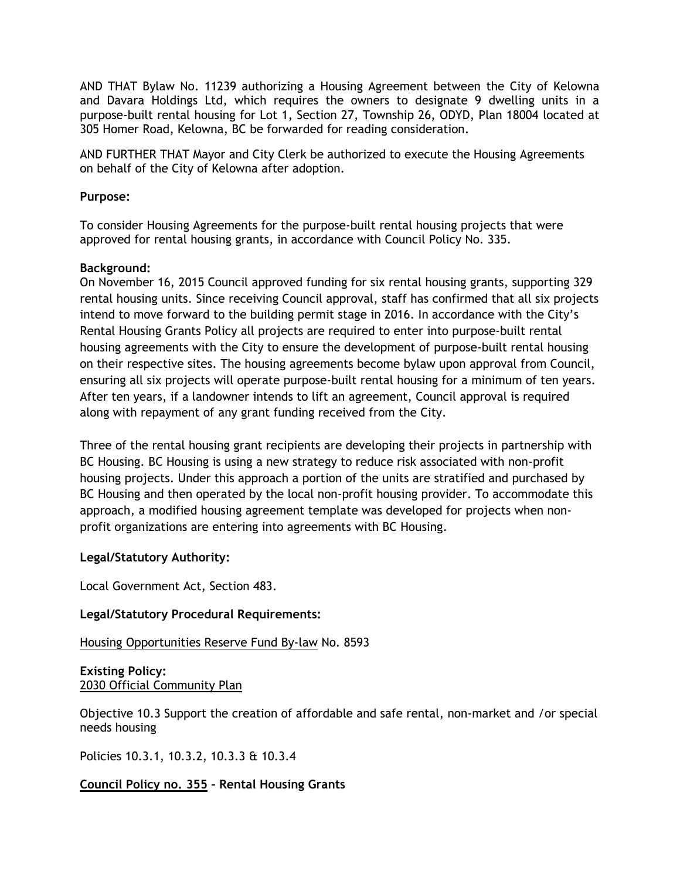AND THAT Bylaw No. 11239 authorizing a Housing Agreement between the City of Kelowna and Davara Holdings Ltd, which requires the owners to designate 9 dwelling units in a purpose-built rental housing for Lot 1, Section 27, Township 26, ODYD, Plan 18004 located at 305 Homer Road, Kelowna, BC be forwarded for reading consideration.

AND FURTHER THAT Mayor and City Clerk be authorized to execute the Housing Agreements on behalf of the City of Kelowna after adoption.

**Purpose:**

To consider Housing Agreements for the purpose-built rental housing projects that were approved for rental housing grants, in accordance with Council Policy No. 335.

**Background:**

On November 16, 2015 Council approved funding for six rental housing grants, supporting 329 rental housing units. Since receiving Council approval, staff has confirmed that all six projects intend to move forward to the building permit stage in 2016. In accordance with the City's Rental Housing Grants Policy all projects are required to enter into purpose-built rental housing agreements with the City to ensure the development of purpose-built rental housing on their respective sites. The housing agreements become bylaw upon approval from Council, ensuring all six projects will operate purpose-built rental housing for a minimum of ten years. After ten years, if a landowner intends to lift an agreement, Council approval is required along with repayment of any grant funding received from the City.

Three of the rental housing grant recipients are developing their projects in partnership with BC Housing. BC Housing is using a new strategy to reduce risk associated with non-profit housing projects. Under this approach a portion of the units are stratified and purchased by BC Housing and then operated by the local non-profit housing provider. To accommodate this approach, a modified housing agreement template was developed for projects when non-profit organizations are entering into agreements with BC Housing.

**Legal/Statutory Authority:**

Local Government Act, Section 483.

**Legal/Statutory Procedural Requirements:**

Housing Opportunities Reserve Fund By-law No. 8593

**Existing Policy:**
2030 Official Community Plan

Objective 10.3 Support the creation of affordable and safe rental, non-market and /or special needs housing

Policies 10.3.1, 10.3.2, 10.3.3 & 10.3.4

**Council Policy no. 355 – Rental Housing Grants**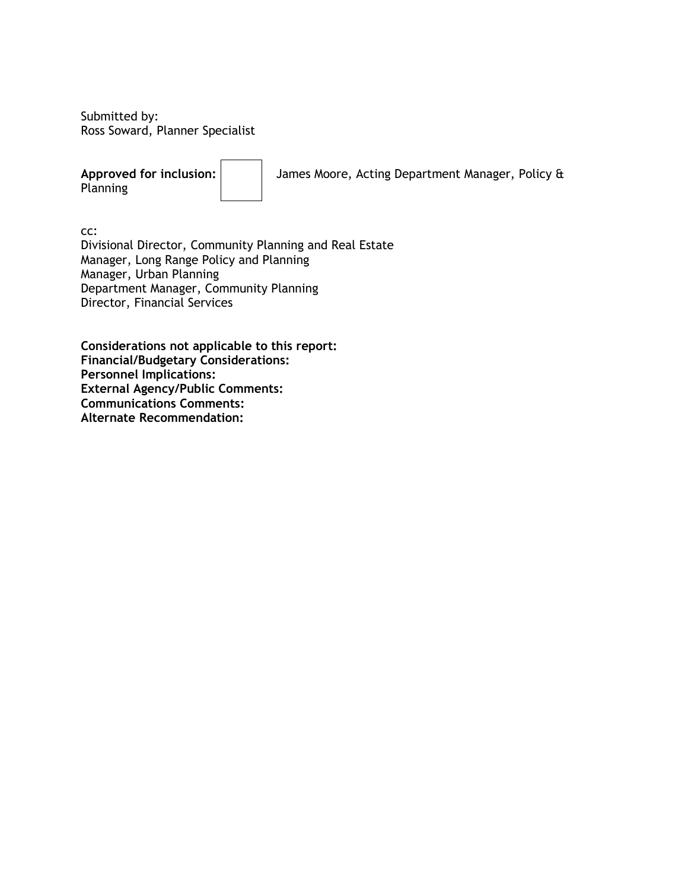Submitted by:
Ross Soward, Planner Specialist

**Approved for inclusion:** James Moore, Acting Department Manager, Policy & Planning

cc:
Divisional Director, Community Planning and Real Estate
Manager, Long Range Policy and Planning
Manager, Urban Planning
Department Manager, Community Planning
Director, Financial Services

**Considerations not applicable to this report:**
**Financial/Budgetary Considerations:**
**Personnel Implications:**
**External Agency/Public Comments:**
**Communications Comments:**
**Alternate Recommendation:**